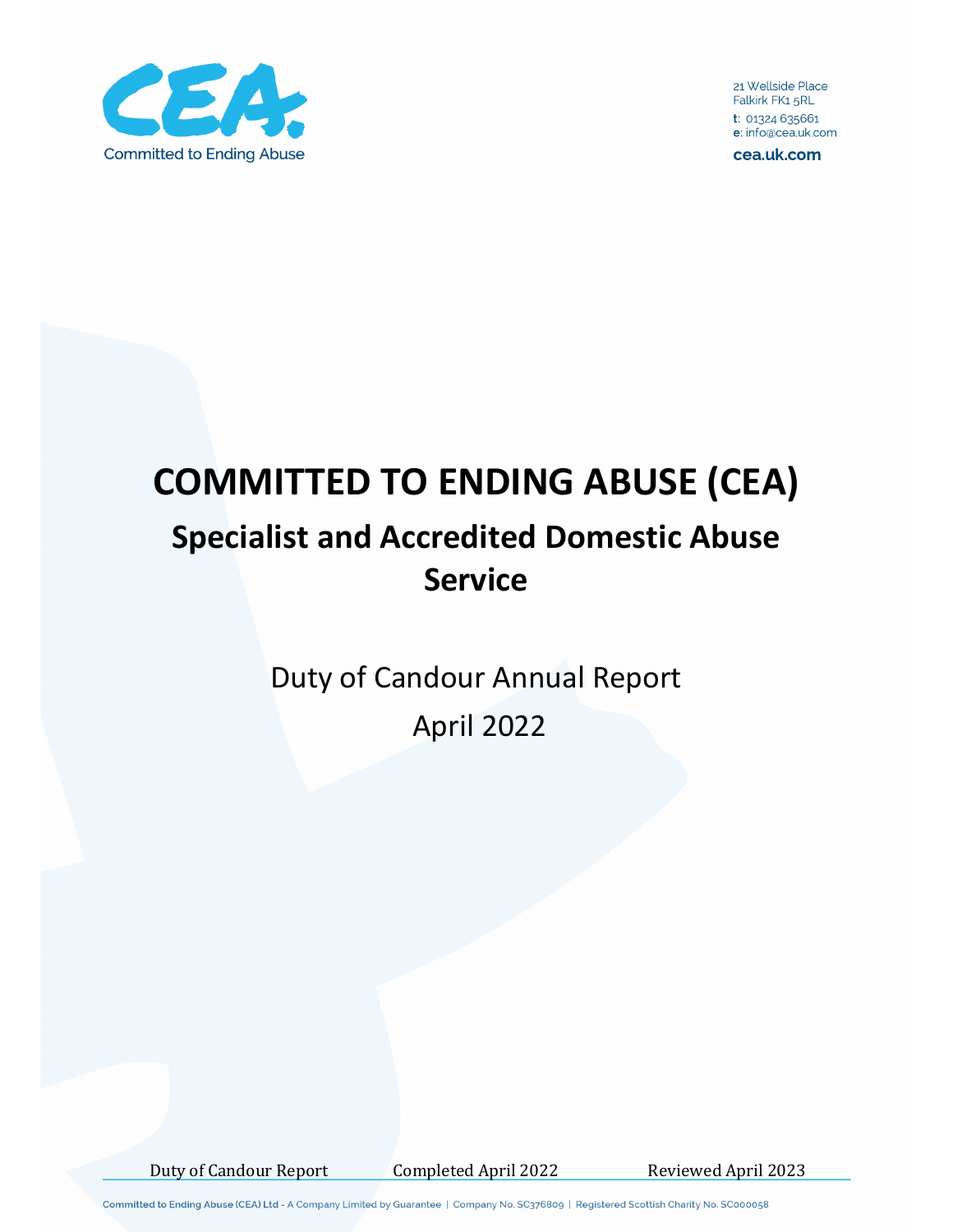CEA.
Committed to Ending Abuse

21 Wellside Place
Falkirk FK1 5RL
t: 01324 635661
e: info@cea.uk.com
cea.uk.com

# COMMITTED TO ENDING ABUSE (CEA)

## Specialist and Accredited Domestic Abuse Service

Duty of Candour Annual Report

April 2022

Duty of Candour Report Completed April 2022 Reviewed April 2023

Committed to Ending Abuse (CEA) Ltd - A Company Limited by Guarantee | Company No. SC376809 | Registered Scottish Charity No. SC000058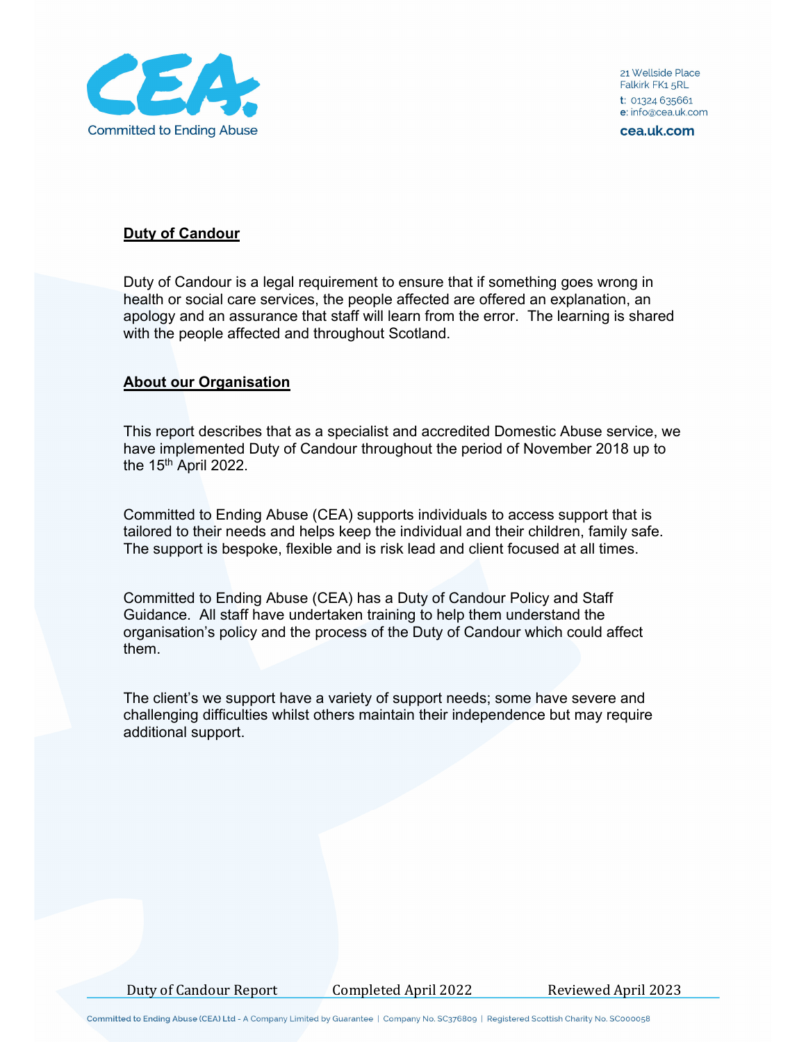## Duty of Candour

Duty of Candour is a legal requirement to ensure that if something goes wrong in health or social care services, the people affected are offered an explanation, an apology and an assurance that staff will learn from the error. The learning is shared with the people affected and throughout Scotland.

## About our Organisation

This report describes that as a specialist and accredited Domestic Abuse service, we have implemented Duty of Candour throughout the period of November 2018 up to the 15th April 2022.

Committed to Ending Abuse (CEA) supports individuals to access support that is tailored to their needs and helps keep the individual and their children, family safe. The support is bespoke, flexible and is risk lead and client focused at all times.

Committed to Ending Abuse (CEA) has a Duty of Candour Policy and Staff Guidance. All staff have undertaken training to help them understand the organisation's policy and the process of the Duty of Candour which could affect them.

The client's we support have a variety of support needs; some have severe and challenging difficulties whilst others maintain their independence but may require additional support.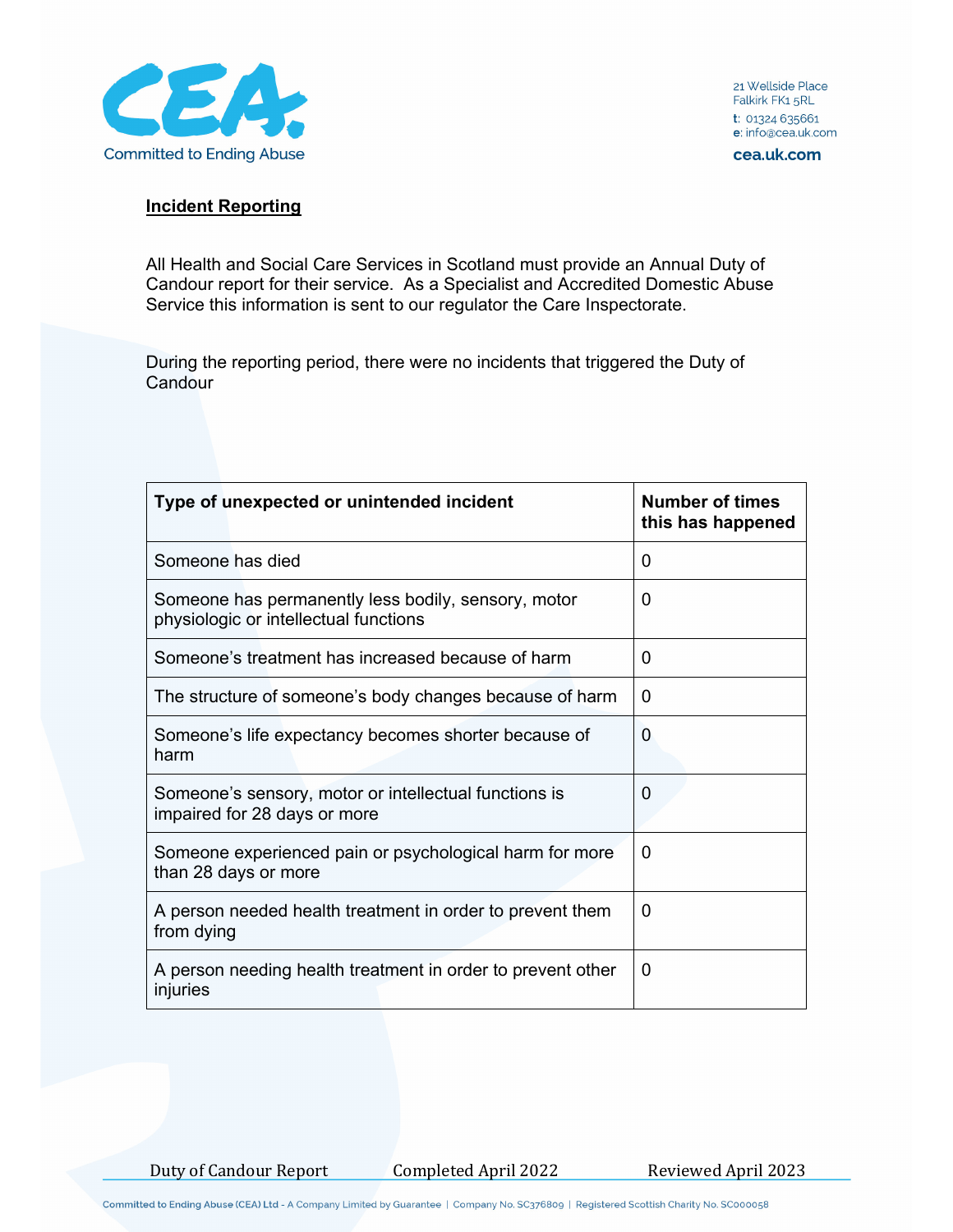**Incident Reporting**

All Health and Social Care Services in Scotland must provide an Annual Duty of Candour report for their service. As a Specialist and Accredited Domestic Abuse Service this information is sent to our regulator the Care Inspectorate.

During the reporting period, there were no incidents that triggered the Duty of Candour

| Type of unexpected or unintended incident | Number of times this has happened |
|---|---|
| Someone has died | 0 |
| Someone has permanently less bodily, sensory, motor physiologic or intellectual functions | 0 |
| Someone's treatment has increased because of harm | 0 |
| The structure of someone's body changes because of harm | 0 |
| Someone's life expectancy becomes shorter because of harm | 0 |
| Someone's sensory, motor or intellectual functions is impaired for 28 days or more | 0 |
| Someone experienced pain or psychological harm for more than 28 days or more | 0 |
| A person needed health treatment in order to prevent them from dying | 0 |
| A person needing health treatment in order to prevent other injuries | 0 |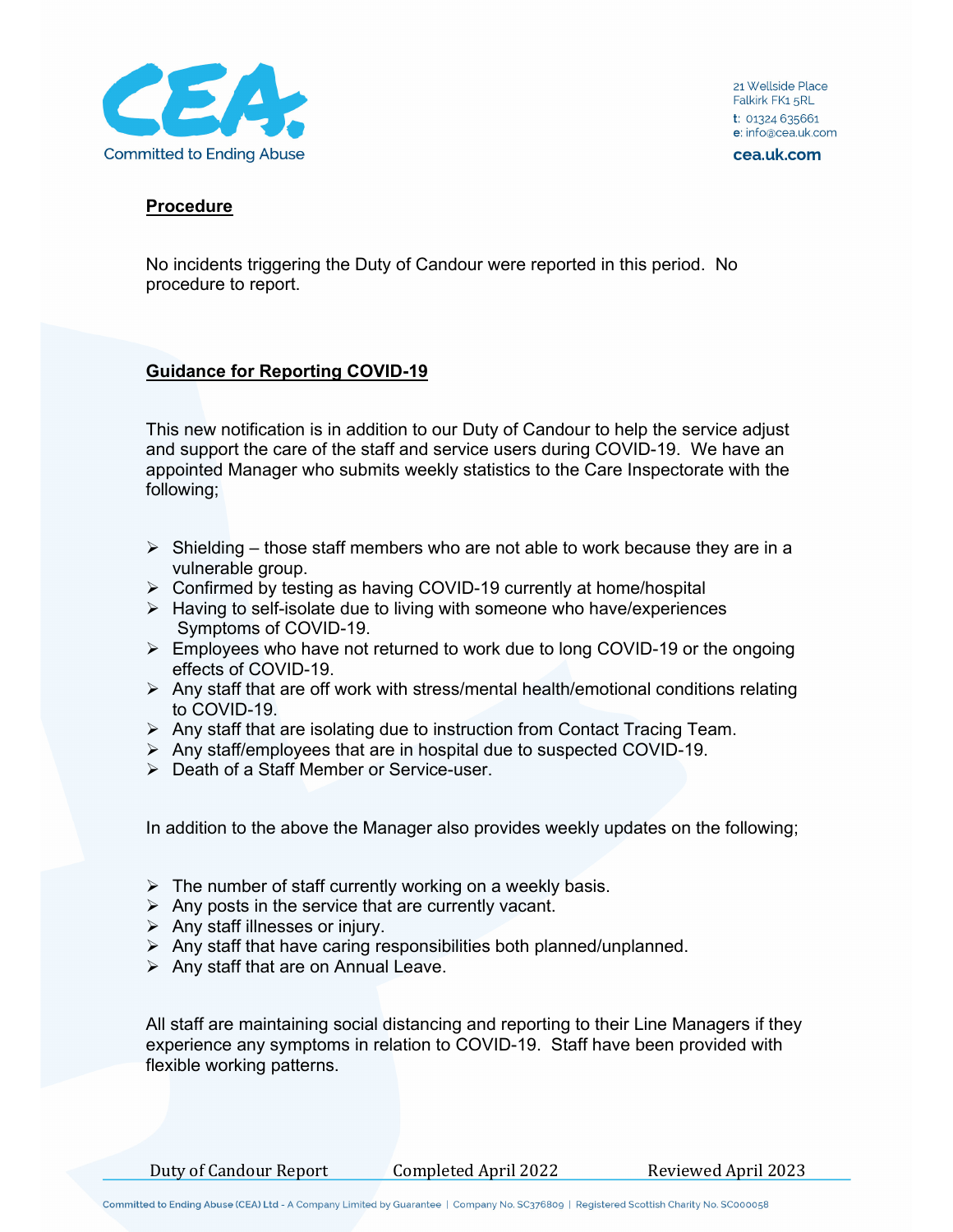**Procedure**

No incidents triggering the Duty of Candour were reported in this period. No procedure to report.

**Guidance for Reporting COVID-19**

This new notification is in addition to our Duty of Candour to help the service adjust and support the care of the staff and service users during COVID-19. We have an appointed Manager who submits weekly statistics to the Care Inspectorate with the following;

- Shielding – those staff members who are not able to work because they are in a vulnerable group.
- Confirmed by testing as having COVID-19 currently at home/hospital
- Having to self-isolate due to living with someone who have/experiences Symptoms of COVID-19.
- Employees who have not returned to work due to long COVID-19 or the ongoing effects of COVID-19.
- Any staff that are off work with stress/mental health/emotional conditions relating to COVID-19.
- Any staff that are isolating due to instruction from Contact Tracing Team.
- Any staff/employees that are in hospital due to suspected COVID-19.
- Death of a Staff Member or Service-user.

In addition to the above the Manager also provides weekly updates on the following;

- The number of staff currently working on a weekly basis.
- Any posts in the service that are currently vacant.
- Any staff illnesses or injury.
- Any staff that have caring responsibilities both planned/unplanned.
- Any staff that are on Annual Leave.

All staff are maintaining social distancing and reporting to their Line Managers if they experience any symptoms in relation to COVID-19. Staff have been provided with flexible working patterns.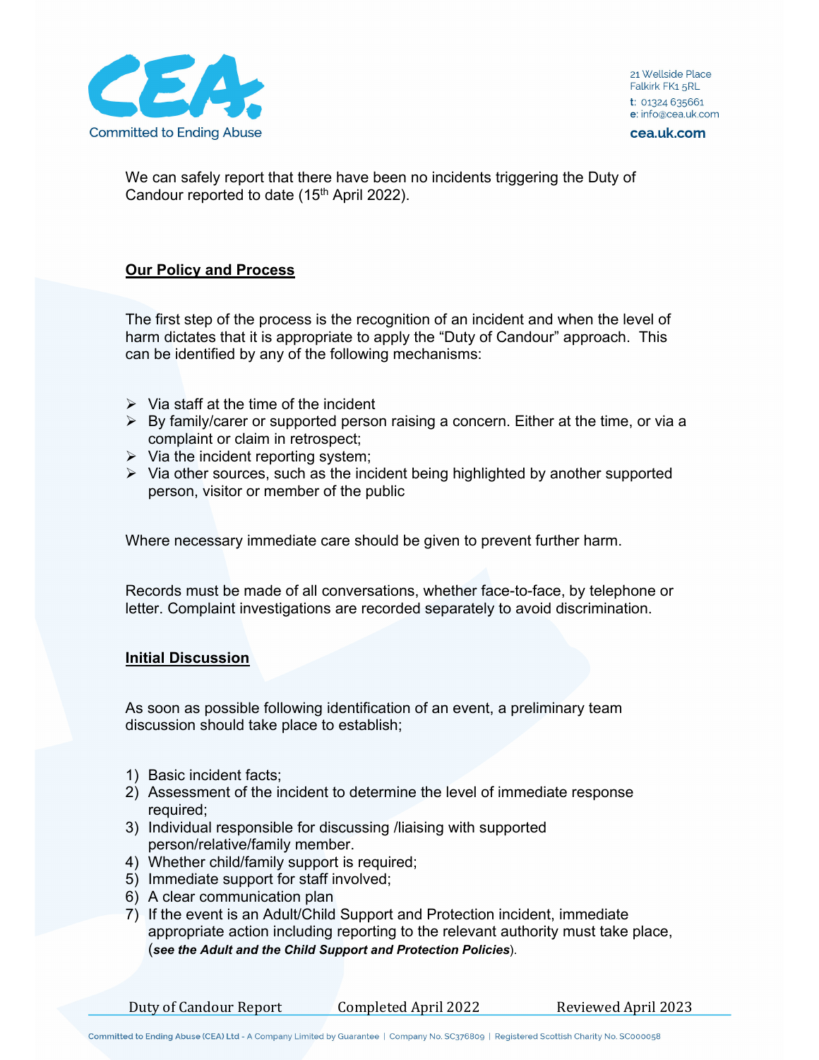We can safely report that there have been no incidents triggering the Duty of Candour reported to date (15th April 2022).

## Our Policy and Process

The first step of the process is the recognition of an incident and when the level of harm dictates that it is appropriate to apply the "Duty of Candour" approach. This can be identified by any of the following mechanisms:

- Via staff at the time of the incident
- By family/carer or supported person raising a concern. Either at the time, or via a complaint or claim in retrospect;
- Via the incident reporting system;
- Via other sources, such as the incident being highlighted by another supported person, visitor or member of the public

Where necessary immediate care should be given to prevent further harm.

Records must be made of all conversations, whether face-to-face, by telephone or letter. Complaint investigations are recorded separately to avoid discrimination.

## Initial Discussion

As soon as possible following identification of an event, a preliminary team discussion should take place to establish;

1) Basic incident facts;
2) Assessment of the incident to determine the level of immediate response required;
3) Individual responsible for discussing /liaising with supported person/relative/family member.
4) Whether child/family support is required;
5) Immediate support for staff involved;
6) A clear communication plan
7) If the event is an Adult/Child Support and Protection incident, immediate appropriate action including reporting to the relevant authority must take place, (***see the Adult and the Child Support and Protection Policies***).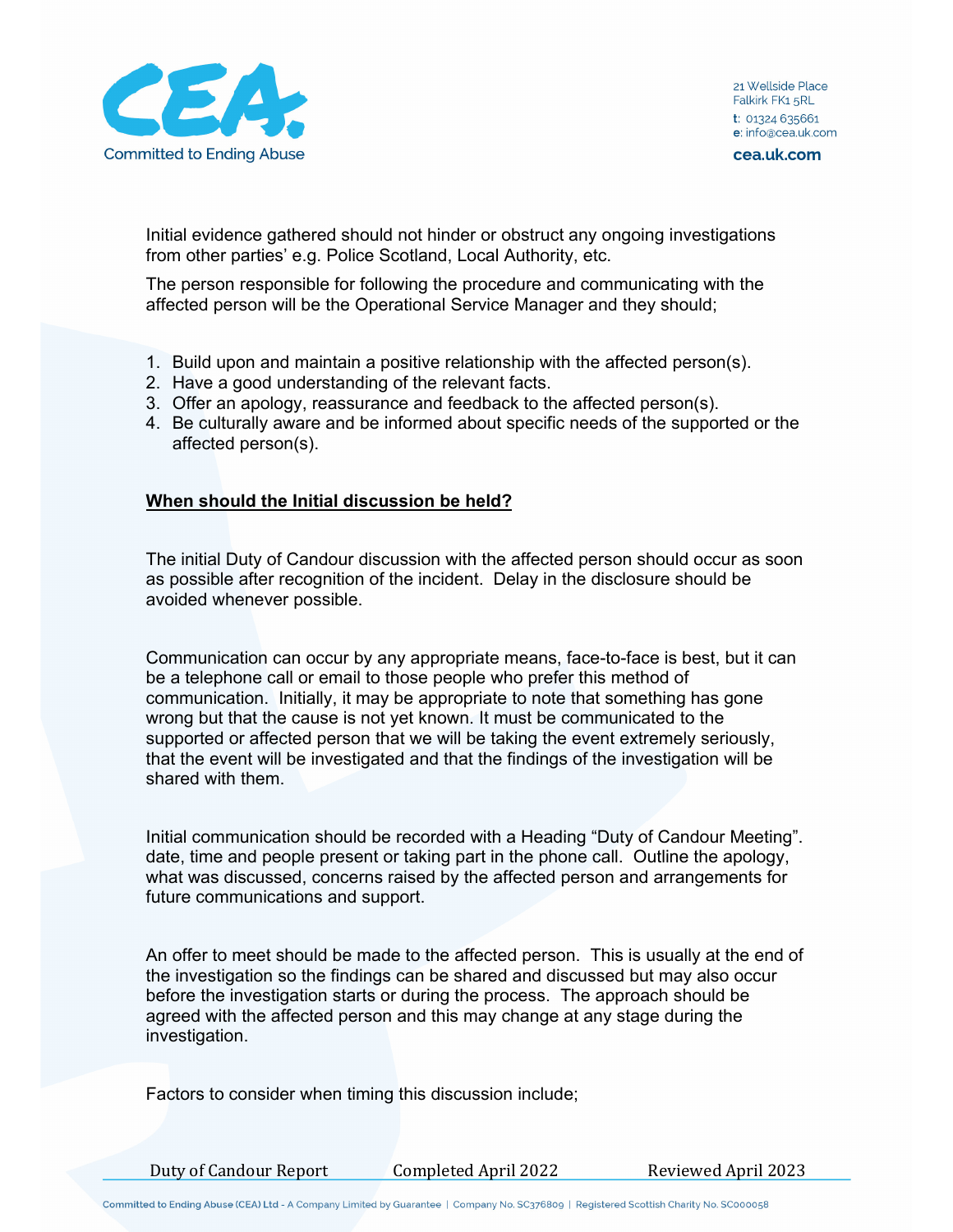Initial evidence gathered should not hinder or obstruct any ongoing investigations from other parties' e.g. Police Scotland, Local Authority, etc.

The person responsible for following the procedure and communicating with the affected person will be the Operational Service Manager and they should;

1. Build upon and maintain a positive relationship with the affected person(s).
2. Have a good understanding of the relevant facts.
3. Offer an apology, reassurance and feedback to the affected person(s).
4. Be culturally aware and be informed about specific needs of the supported or the affected person(s).

**When should the Initial discussion be held?**

The initial Duty of Candour discussion with the affected person should occur as soon as possible after recognition of the incident. Delay in the disclosure should be avoided whenever possible.

Communication can occur by any appropriate means, face-to-face is best, but it can be a telephone call or email to those people who prefer this method of communication. Initially, it may be appropriate to note that something has gone wrong but that the cause is not yet known. It must be communicated to the supported or affected person that we will be taking the event extremely seriously, that the event will be investigated and that the findings of the investigation will be shared with them.

Initial communication should be recorded with a Heading "Duty of Candour Meeting". date, time and people present or taking part in the phone call. Outline the apology, what was discussed, concerns raised by the affected person and arrangements for future communications and support.

An offer to meet should be made to the affected person. This is usually at the end of the investigation so the findings can be shared and discussed but may also occur before the investigation starts or during the process. The approach should be agreed with the affected person and this may change at any stage during the investigation.

Factors to consider when timing this discussion include;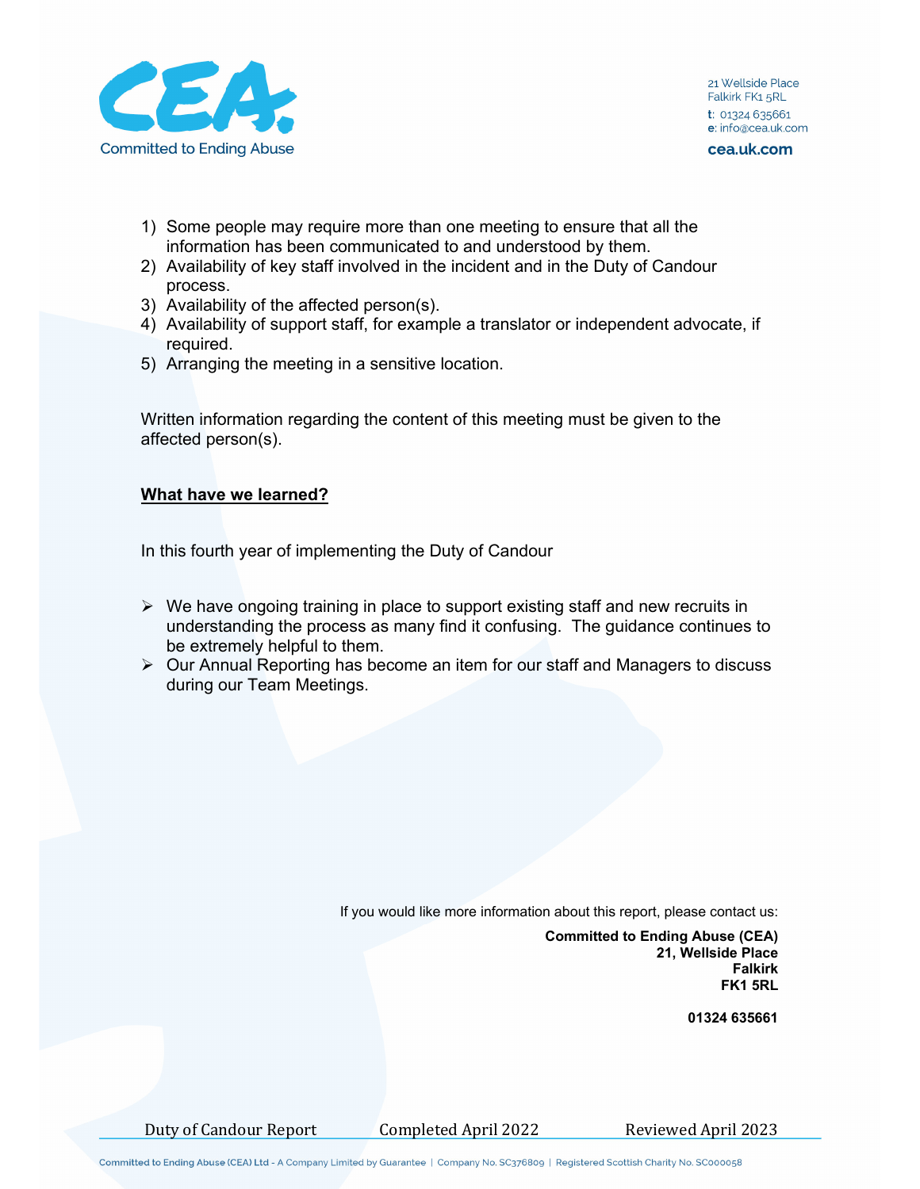1) Some people may require more than one meeting to ensure that all the information has been communicated to and understood by them.
2) Availability of key staff involved in the incident and in the Duty of Candour process.
3) Availability of the affected person(s).
4) Availability of support staff, for example a translator or independent advocate, if required.
5) Arranging the meeting in a sensitive location.

Written information regarding the content of this meeting must be given to the affected person(s).

**<u>What have we learned?</u>**

In this fourth year of implementing the Duty of Candour

- We have ongoing training in place to support existing staff and new recruits in understanding the process as many find it confusing. The guidance continues to be extremely helpful to them.
- Our Annual Reporting has become an item for our staff and Managers to discuss during our Team Meetings.

If you would like more information about this report, please contact us:

**Committed to Ending Abuse (CEA)**
**21, Wellside Place**
**Falkirk**
**FK1 5RL**

**01324 635661**